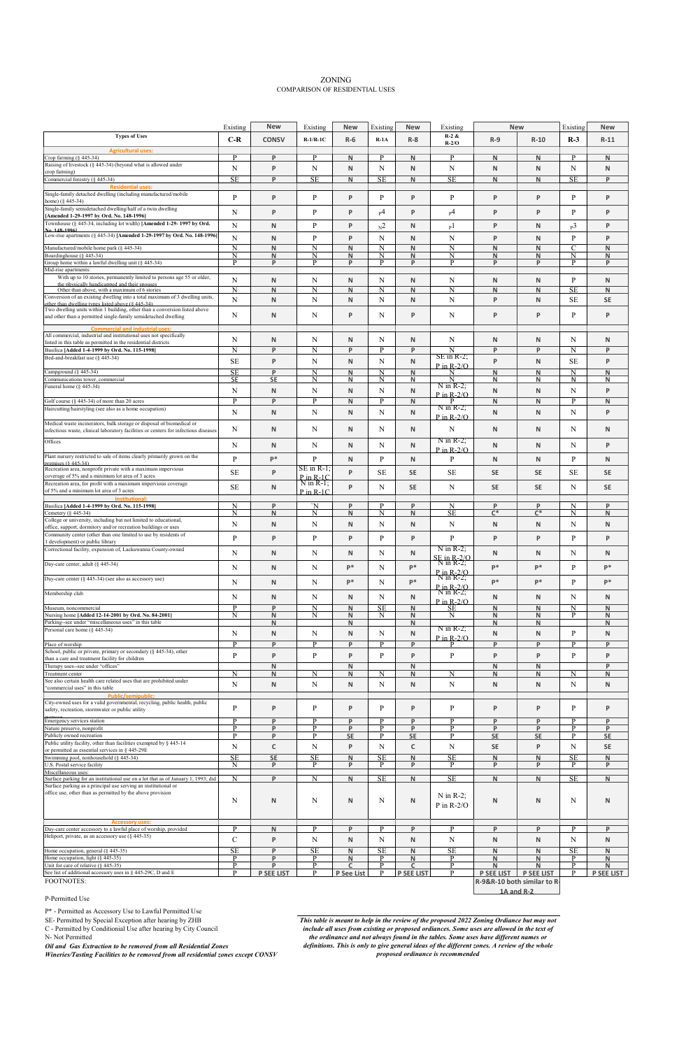# ZONING

## COMPARISON OF RESIDENTIAL USES

| | Existing | New | Existing | New | Existing | New | Existing | New | | Existing | New |
|---|---|---|---|---|---|---|---|---|---|---|---|
| **Types of Uses** | **C-R** | **CONSV** | **R-1/R-1C** | **R-6** | **R-1A** | **R-8** | **R-2 & R-2/O** | **R-9** | **R-10** | **R-3** | **R-11** |
| **Agricultural uses:** | | | | | | | | | | | |
| Crop farming (§ 445-34) | P | P | P | N | P | N | P | N | N | P | N |
| Raising of livestock (§ 445-34) (beyond what is allowed under crop farming) | N | P | N | N | N | N | N | N | N | N | N |
| Commercial forestry (§ 445-34) | SE | P | SE | N | SE | N | SE | N | N | SE | P |
| **Residential uses:** | | | | | | | | | | | |
| Single-family detached dwelling (including manufactured/mobile home) (§ 445-34) | P | P | P | P | P | P | P | P | P | P | P |
| Single-family semidetached dwelling/half of a twin dwelling **[Amended 1-29-1997 by Ord. No. 148-1996]** | N | P | P | P | P4 | P | P4 | P | P | P | P |
| Townhouse (§ 445-34, including lot width) **[Amended 1-29- 1997 by Ord. No. 148-1996]** | N | N | P | P | N2 | N | P1 | P | N | P3 | P |
| Low-rise apartments (§ 445-34) **[Amended 1-29-1997 by Ord. No. 148-1996]** | N | N | P | P | N | N | N | P | N | P | P |
| Manufactured/mobile home park (§ 445-34) | N | N | N | N | N | N | N | N | N | C | N |
| Boardinghouse (§ 445-34) | N | N | N | N | N | N | N | N | N | N | N |
| Group home within a lawful dwelling unit (§ 445-34) | P | P | P | P | P | P | P | P | P | P | P |
| Mid-rise apartments: | | | | | | | | | | | |
| With up to 10 stories, permanently limited to persons age 55 or older, the physically handicapped and their spouses | N | N | N | N | N | N | N | N | N | P | N |
| Other than above, with a maximum of 6 stories | N | N | N | N | N | N | N | N | N | SE | N |
| Conversion of an existing dwelling into a total maximum of 3 dwelling units, other than dwelling types listed above (§ 445-34) | N | N | N | N | N | N | N | P | N | SE | SE |
| Two dwelling units within 1 building, other than a conversion listed above and other than a permitted single-family semidetached dwelling | N | N | N | P | N | P | N | P | P | P | P |
| **Commercial and industrial uses:** | | | | | | | | | | | |
| All commercial, industrial and institutional uses not specifically listed in this table as permitted in the residential districts | N | N | N | N | N | N | N | N | N | N | N |
| Basilica **[Added 1-4-1999 by Ord. No. 115-1998]** | N | P | N | P | P | P | N | P | P | N | P |
| Bed-and-breakfast use (§ 445-34) | SE | P | N | N | N | N | SE in R-2; P in R-2/O | P | N | SE | P |
| Campground (§ 445-34) | SE | P | N | N | N | N | N | N | N | N | N |
| Communications tower, commercial | SE | SE | N | N | N | N | N | N | N | N | N |
| Funeral home (§ 445-34) | N | N | N | N | N | N | N in R-2; P in R-2/O | N | N | N | P |
| Golf course (§ 445-34) of more than 20 acres | P | P | P | N | P | N | P | N | N | P | N |
| Haircutting/hairstyling (see also as a home occupation) | N | N | N | N | N | N | N in R-2; P in R-2/O | N | N | N | P |
| Medical waste incinerators, bulk storage or disposal of biomedical or infectious waste, clinical laboratory facilities or centers for infectious diseases | N | N | N | N | N | N | N | N | N | N | N |
| Offices | N | N | N | N | N | N | N in R-2; P in R-2/O | N | N | N | P |
| Plant nursery restricted to sale of items clearly primarily grown on the premises (§ 445-34) | P | P* | P | N | P | N | P | N | N | P | N |
| Recreation area, nonprofit private with a maximum impervious coverage of 5% and a minimum lot area of 3 acres | SE | P | SE in R-1; P in R-1C | P | SE | SE | SE | SE | SE | SE | SE |
| Recreation area, for profit with a maximum impervious coverage of 5% and a minimum lot area of 3 acres | SE | N | N in R-1; P in R-1C | P | N | SE | N | SE | SE | N | SE |
| **Institutional:** | | | | | | | | | | | |
| Basilica **[Added 1-4-1999 by Ord. No. 115-1998]** | N | P | `N | P | P | P | N | P | P | N | P |
| Cemetery (§ 445-34) | N | N | N | N | N | N | SE | C* | C* | N | N |
| College or university, including but not limited to educational, office, support, dormitory and/or recreation buildings or uses | N | N | N | N | N | N | N | N | N | N | N |
| Community center (other than one limited to use by residents of 1 development) or public library | P | P | P | P | P | P | P | P | P | P | P |
| Correctional facility, expansion of, Lackawanna County-owned | N | N | N | N | N | N | N in R-2; SE in R-2/O | N | N | N | N |
| Day-care center, adult (§ 445-34) | N | N | N | P* | N | P* | N in R-2; P in R-2/O | P* | P* | P | P* |
| Day-care center (§ 445-34) (see also as accessory use) | N | N | N | P* | N | P* | N in R-2; P in R-2/O | P* | P* | P | P* |
| Membership club | N | N | N | N | N | N | N in R-2; P in R-2/O | N | N | N | N |
| Museum, noncommercial | P | P | N | N | SE | N | SE | N | N | N | N |
| Nursing home **[Added 12-14-2001 by Ord. No. 84-2001]** | N | N | N | N | N | N | N | N | N | P | N |
| Parking--see under "miscellaneous uses" in this table | | N | | N | | N | | N | N | | N |
| Personal care home (§ 445-34) | N | N | N | N | N | N | N in R-2; P in R-2/O | N | N | P | N |
| Place of worship | P | P | P | P | P | P | P | P | P | P | P |
| School, public or private, primary or secondary (§ 445-34), other than a care and treatment facility for children | P | P | P | P | P | P | P | P | P | P | P |
| Therapy uses--see under "offices" | | N | | N | | N | | N | N | | P |
| Treatment center | N | N | N | N | N | N | N | N | N | N | N |
| See also certain health care related uses that are prohibited under "commercial uses" in this table | N | N | N | N | N | N | N | N | N | N | N |
| **Public/semipublic:** | | | | | | | | | | | |
| City-owned uses for a valid governmental, recycling, public health, public safety, recreation, stormwater or public utility purpose | P | P | P | P | P | P | P | P | P | P | P |
| Emergency services station | P | P | P | P | P | P | P | P | P | P | P |
| Nature preserve, nonprofit | P | P | P | P | P | P | P | P | P | P | P |
| Publicly owned recreation | P | P | P | SE | P | SE | P | SE | SE | P | SE |
| Public utility facility, other than facilities exempted by § 445-14 or permitted as essential services in § 445-29E | N | C | N | P | N | C | N | SE | P | N | SE |
| Swimming pool, nonhousehold (§ 445-34) | SE | SE | SE | N | SE | N | SE | N | N | SE | N |
| U.S. Postal service facility | N | P | P | P | P | P | P | P | P | P | P |
| Miscellaneous uses: | | | | | | | | | | | |
| Surface parking for an institutional use on a lot that as of January 1, 1993, did | N | P | N | N | SE | N | SE | N | N | SE | N |
| Surface parking as a principal use serving an institutional or office use, other than as permitted by the above provision | N | N | N | N | N | N | N in R-2; P in R-2/O | N | N | N | N |
| **Accessory uses:** | | | | | | | | | | | |
| Day-care center accessory to a lawful place of worship, provided | P | N | P | P | P | P | P | P | P | P | P |
| Heliport, private, as an accessory use (§ 445-35) | C | P | N | N | N | N | N | N | N | N | N |
| Home occupation, general (§ 445-35) | SE | P | SE | N | SE | N | SE | N | N | SE | N |
| Home occupation, light (§ 445-35) | P | P | P | N | P | N | P | N | N | P | N |
| Unit for care of relative (§ 445-35) | P | P | P | C | P | C | P | N | N | P | N |
| See list of additional accessory uses in § 445-29C, D and E | P | P SEE LIST | P | P See List | P | P SEE LIST | P | P SEE LIST | P SEE LIST | P | P SEE LIST |

FOOTNOTES:

**R-9&R-10 both similar to R-1A and R-2**

P-Permitted Use

P* - Permitted as Accessory Use to Lawful Permitted Use

SE- Permitted by Special Exception after hearing by ZHB

C - Permitted by Conditional Use after hearing by City Council

N- Not Permitted

***Oil and Gas Extraction to be removed from all Residential Zones***

***Wineries/Tasting Facilities to be removed from all residential zones except CONSV***

***This table is meant to help in the review of the proposed 2022 Zoning Ordinance but may not include all uses from existing or proposed ordiances. Some uses are allowed in the text of the ordinance and not always found in the tables. Some uses have different names or definitions. This is only to give general ideas of the different zones. A review of the whole proposed ordinance is recommended***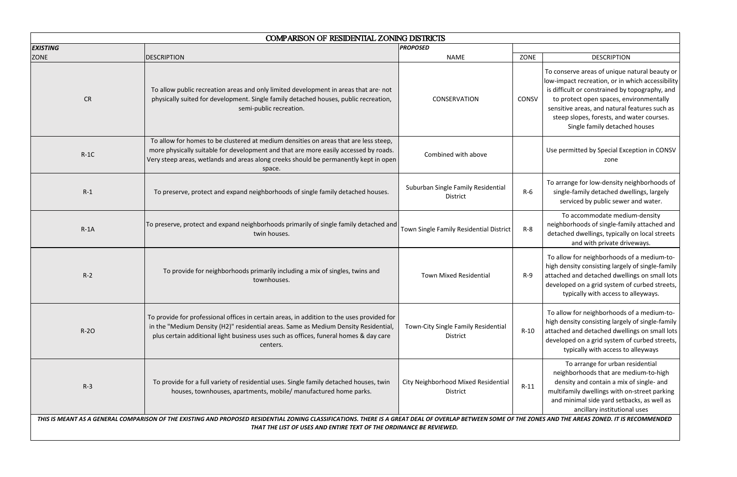# COMPARISON OF RESIDENTIAL ZONING DISTRICTS

| *EXISTING* | | *PROPOSED* | | |
|---|---|---|---|---|
| ZONE | DESCRIPTION | NAME | ZONE | DESCRIPTION |
| CR | To allow public recreation areas and only limited development in areas that are· not physically suited for development. Single family detached houses, public recreation, semi-public recreation. | CONSERVATION | CONSV | To conserve areas of unique natural beauty or low-impact recreation, or in which accessibility is difficult or constrained by topography, and to protect open spaces, environmentally sensitive areas, and natural features such as steep slopes, forests, and water courses. Single family detached houses |
| R-1C | To allow for homes to be clustered at medium densities on areas that are less steep, more physically suitable for development and that are more easily accessed by roads. Very steep areas, wetlands and areas along creeks should be permanently kept in open space. | Combined with above | | Use permitted by Special Exception in CONSV zone |
| R-1 | To preserve, protect and expand neighborhoods of single family detached houses. | Suburban Single Family Residential District | R-6 | To arrange for low-density neighborhoods of single-family detached dwellings, largely serviced by public sewer and water. |
| R-1A | To preserve, protect and expand neighborhoods primarily of single family detached and twin houses. | Town Single Family Residential District | R-8 | To accommodate medium-density neighborhoods of single-family attached and detached dwellings, typically on local streets and with private driveways. |
| R-2 | To provide for neighborhoods primarily including a mix of singles, twins and townhouses. | Town Mixed Residential | R-9 | To allow for neighborhoods of a medium-to-high density consisting largely of single-family attached and detached dwellings on small lots developed on a grid system of curbed streets, typically with access to alleyways. |
| R-2O | To provide for professional offices in certain areas, in addition to the uses provided for in the "Medium Density (H2)" residential areas. Same as Medium Density Residential, plus certain additional light business uses such as offices, funeral homes & day care centers. | Town-City Single Family Residential District | R-10 | To allow for neighborhoods of a medium-to-high density consisting largely of single-family attached and detached dwellings on small lots developed on a grid system of curbed streets, typically with access to alleyways |
| R-3 | To provide for a full variety of residential uses. Single family detached houses, twin houses, townhouses, apartments, mobile/ manufactured home parks. | City Neighborhood Mixed Residential District | R-11 | To arrange for urban residential neighborhoods that are medium-to-high density and contain a mix of single- and multifamily dwellings with on-street parking and minimal side yard setbacks, as well as ancillary institutional uses |

***THIS IS MEANT AS A GENERAL COMPARISON OF THE EXISTING AND PROPOSED RESIDENTIAL ZONING CLASSIFICATIONS. THERE IS A GREAT DEAL OF OVERLAP BETWEEN SOME OF THE ZONES AND THE AREAS ZONED. IT IS RECOMMENDED THAT THE LIST OF USES AND ENTIRE TEXT OF THE ORDINANCE BE REVIEWED.***